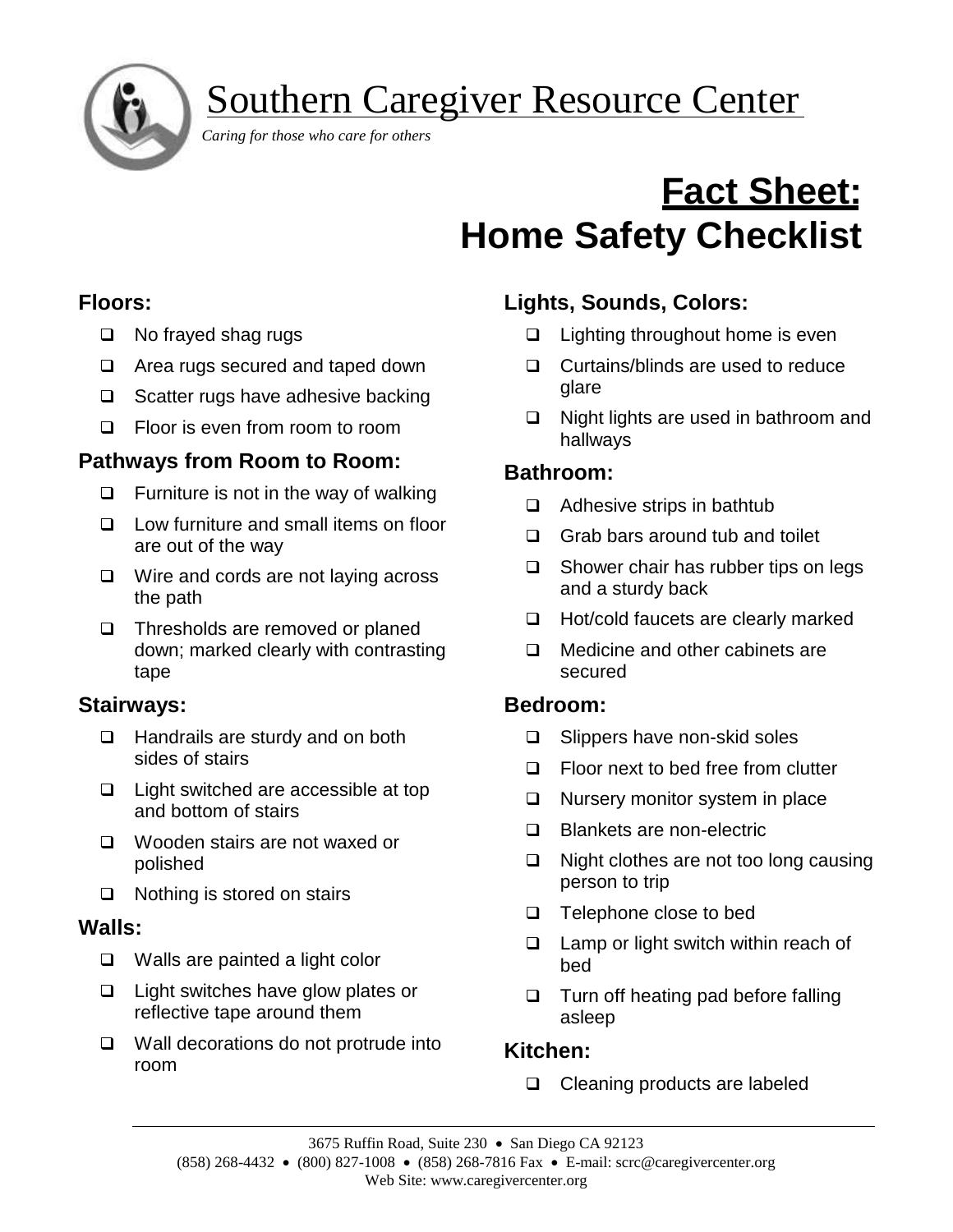# Southern Caregiver Resource Center

*Caring for those who care for others*

# Fact Sheet: Home Safety Checklist

## Floors:

- ❑ No frayed shag rugs
- ❑ Area rugs secured and taped down
- ❑ Scatter rugs have adhesive backing
- ❑ Floor is even from room to room

## Pathways from Room to Room:

- ❑ Furniture is not in the way of walking
- ❑ Low furniture and small items on floor are out of the way
- ❑ Wire and cords are not laying across the path
- ❑ Thresholds are removed or planed down; marked clearly with contrasting tape

## Stairways:

- ❑ Handrails are sturdy and on both sides of stairs
- ❑ Light switched are accessible at top and bottom of stairs
- ❑ Wooden stairs are not waxed or polished
- ❑ Nothing is stored on stairs

## Walls:

- ❑ Walls are painted a light color
- ❑ Light switches have glow plates or reflective tape around them
- ❑ Wall decorations do not protrude into room

## Lights, Sounds, Colors:

- ❑ Lighting throughout home is even
- ❑ Curtains/blinds are used to reduce glare
- ❑ Night lights are used in bathroom and hallways

## Bathroom:

- ❑ Adhesive strips in bathtub
- ❑ Grab bars around tub and toilet
- ❑ Shower chair has rubber tips on legs and a sturdy back
- ❑ Hot/cold faucets are clearly marked
- ❑ Medicine and other cabinets are secured

## Bedroom:

- ❑ Slippers have non-skid soles
- ❑ Floor next to bed free from clutter
- ❑ Nursery monitor system in place
- ❑ Blankets are non-electric
- ❑ Night clothes are not too long causing person to trip
- ❑ Telephone close to bed
- ❑ Lamp or light switch within reach of bed
- ❑ Turn off heating pad before falling asleep

## Kitchen:

- ❑ Cleaning products are labeled

3675 Ruffin Road, Suite 230 • San Diego CA 92123
(858) 268-4432 • (800) 827-1008 • (858) 268-7816 Fax • E-mail: scrc@caregivercenter.org
Web Site: www.caregivercenter.org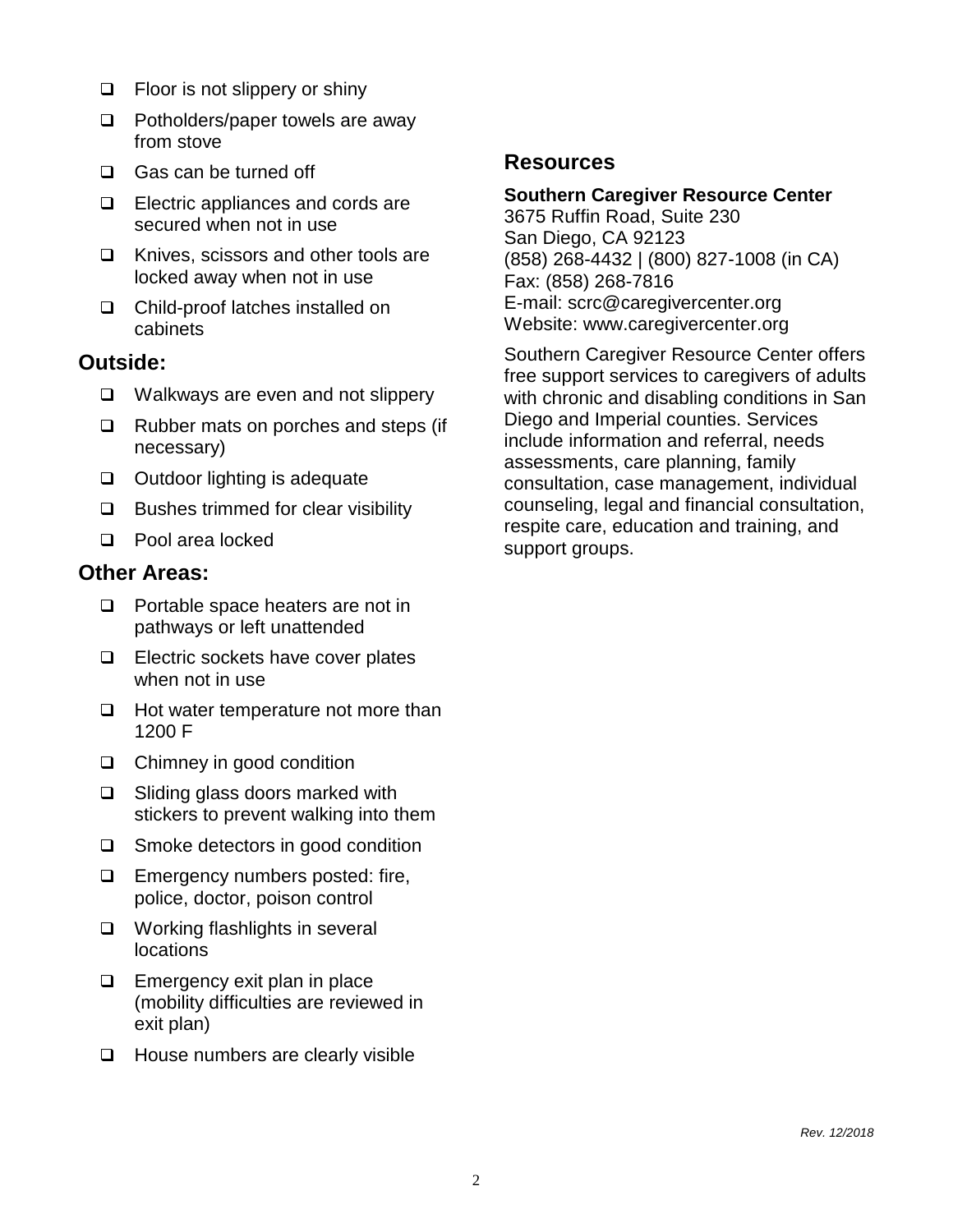- ☐ Floor is not slippery or shiny
- ☐ Potholders/paper towels are away from stove
- ☐ Gas can be turned off
- ☐ Electric appliances and cords are secured when not in use
- ☐ Knives, scissors and other tools are locked away when not in use
- ☐ Child-proof latches installed on cabinets

## Outside:

- ☐ Walkways are even and not slippery
- ☐ Rubber mats on porches and steps (if necessary)
- ☐ Outdoor lighting is adequate
- ☐ Bushes trimmed for clear visibility
- ☐ Pool area locked

## Other Areas:

- ☐ Portable space heaters are not in pathways or left unattended
- ☐ Electric sockets have cover plates when not in use
- ☐ Hot water temperature not more than 1200 F
- ☐ Chimney in good condition
- ☐ Sliding glass doors marked with stickers to prevent walking into them
- ☐ Smoke detectors in good condition
- ☐ Emergency numbers posted: fire, police, doctor, poison control
- ☐ Working flashlights in several locations
- ☐ Emergency exit plan in place (mobility difficulties are reviewed in exit plan)
- ☐ House numbers are clearly visible

## Resources

**Southern Caregiver Resource Center**
3675 Ruffin Road, Suite 230
San Diego, CA 92123
(858) 268-4432 | (800) 827-1008 (in CA)
Fax: (858) 268-7816
E-mail: scrc@caregivercenter.org
Website: www.caregivercenter.org

Southern Caregiver Resource Center offers free support services to caregivers of adults with chronic and disabling conditions in San Diego and Imperial counties. Services include information and referral, needs assessments, care planning, family consultation, case management, individual counseling, legal and financial consultation, respite care, education and training, and support groups.

*Rev. 12/2018*